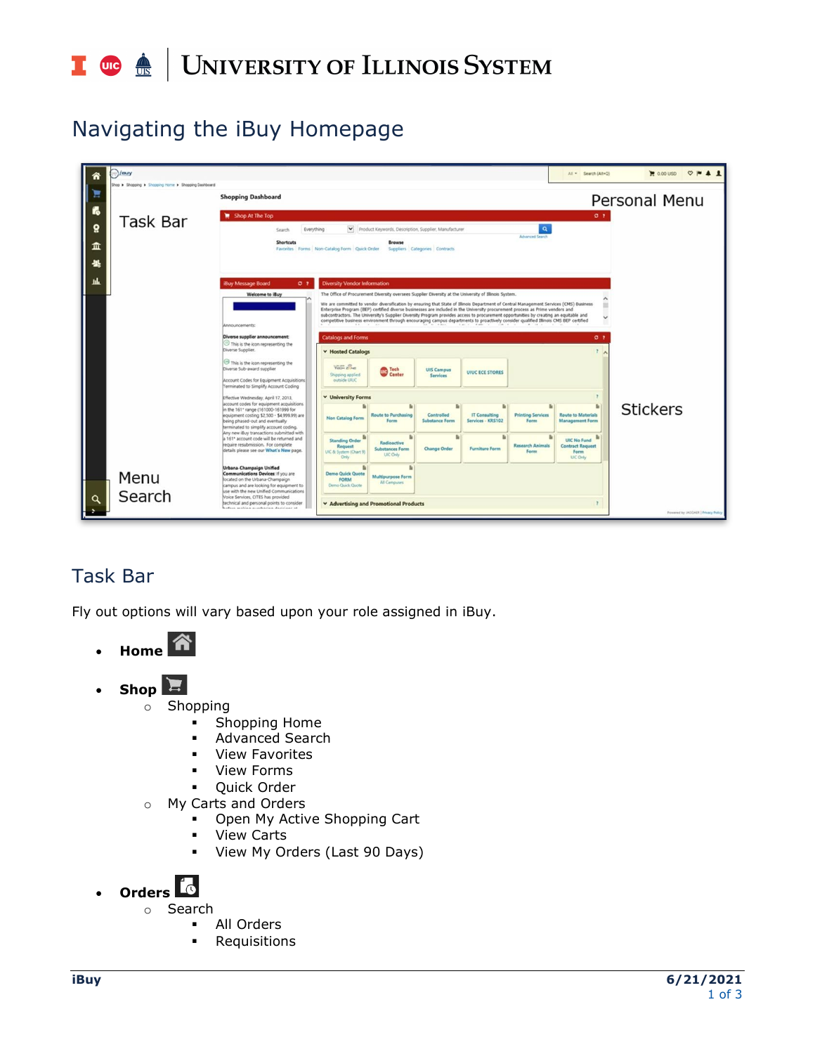# Navigating the iBuy Homepage

Task Bar

Personal Menu

Stickers

Menu Search

## Task Bar

Fly out options will vary based upon your role assigned in iBuy.

- **Home**
- **Shop**
  - Shopping
    - Shopping Home
    - Advanced Search
    - View Favorites
    - View Forms
    - Quick Order
  - My Carts and Orders
    - Open My Active Shopping Cart
    - View Carts
    - View My Orders (Last 90 Days)
- **Orders**
  - Search
    - All Orders
    - Requisitions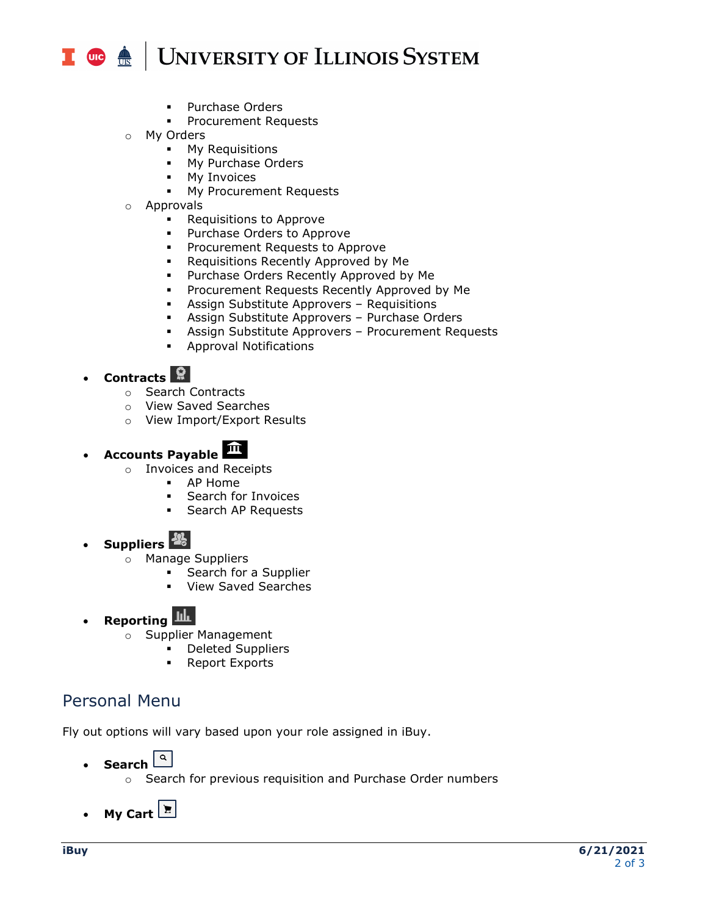- Purchase Orders
        - Procurement Requests
    - My Orders
        - My Requisitions
        - My Purchase Orders
        - My Invoices
        - My Procurement Requests
    - Approvals
        - Requisitions to Approve
        - Purchase Orders to Approve
        - Procurement Requests to Approve
        - Requisitions Recently Approved by Me
        - Purchase Orders Recently Approved by Me
        - Procurement Requests Recently Approved by Me
        - Assign Substitute Approvers – Requisitions
        - Assign Substitute Approvers – Purchase Orders
        - Assign Substitute Approvers – Procurement Requests
        - Approval Notifications

- **Contracts**
    - Search Contracts
    - View Saved Searches
    - View Import/Export Results

- **Accounts Payable**
    - Invoices and Receipts
        - AP Home
        - Search for Invoices
        - Search AP Requests

- **Suppliers**
    - Manage Suppliers
        - Search for a Supplier
        - View Saved Searches

- **Reporting**
    - Supplier Management
        - Deleted Suppliers
        - Report Exports

## Personal Menu

Fly out options will vary based upon your role assigned in iBuy.

- **Search**
    - Search for previous requisition and Purchase Order numbers

- **My Cart**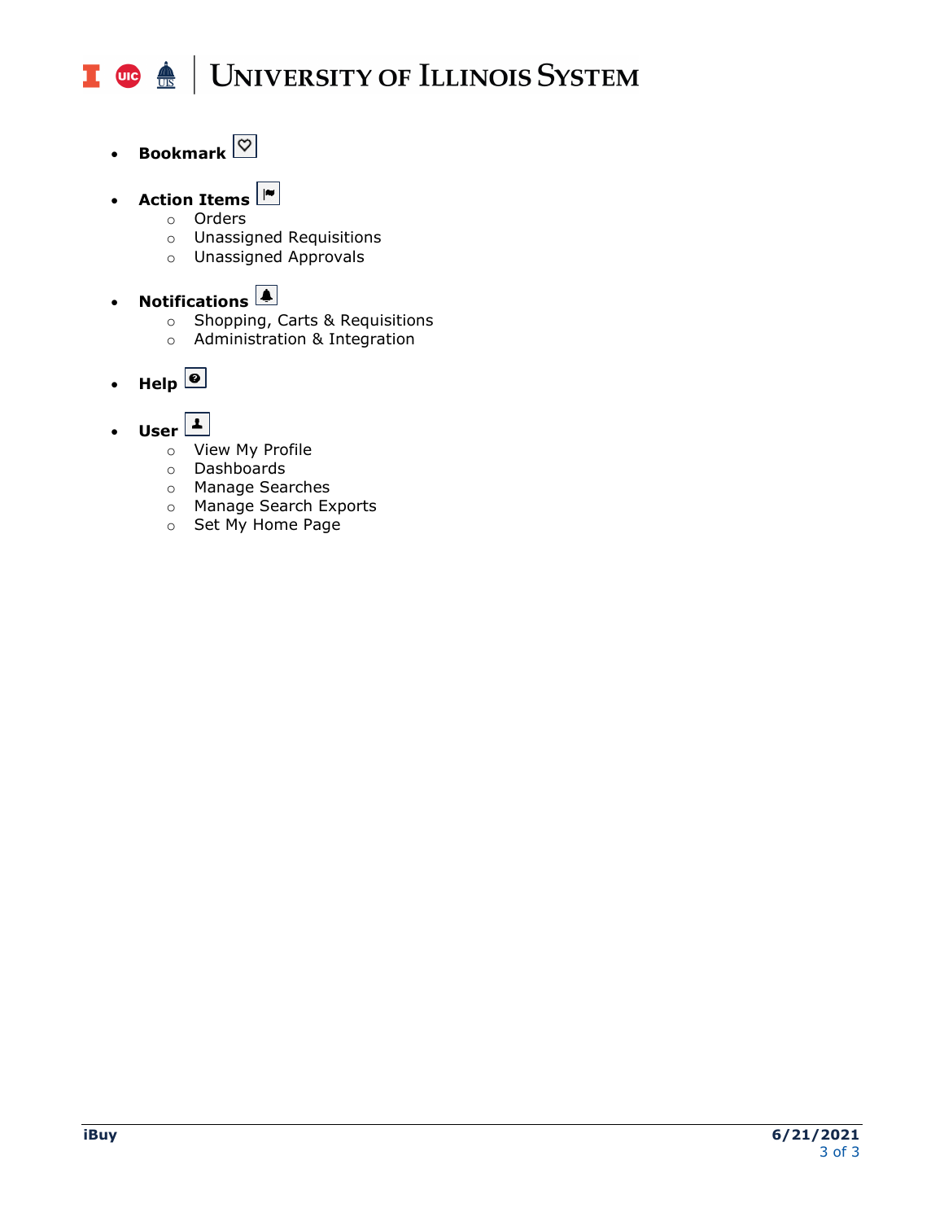- **Bookmark**
- **Action Items**
  - Orders
  - Unassigned Requisitions
  - Unassigned Approvals
- **Notifications**
  - Shopping, Carts & Requisitions
  - Administration & Integration
- **Help**
- **User**
  - View My Profile
  - Dashboards
  - Manage Searches
  - Manage Search Exports
  - Set My Home Page